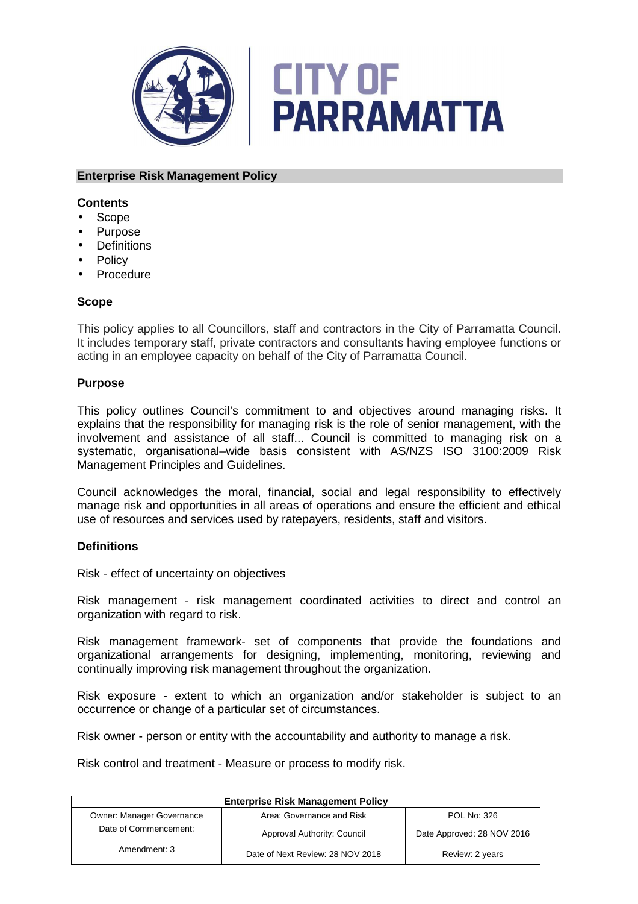CITY OF PARRAMATTA

## Enterprise Risk Management Policy

### Contents

- Scope
- Purpose
- Definitions
- Policy
- Procedure

### Scope

This policy applies to all Councillors, staff and contractors in the City of Parramatta Council. It includes temporary staff, private contractors and consultants having employee functions or acting in an employee capacity on behalf of the City of Parramatta Council.

### Purpose

This policy outlines Council's commitment to and objectives around managing risks. It explains that the responsibility for managing risk is the role of senior management, with the involvement and assistance of all staff... Council is committed to managing risk on a systematic, organisational–wide basis consistent with AS/NZS ISO 3100:2009 Risk Management Principles and Guidelines.

Council acknowledges the moral, financial, social and legal responsibility to effectively manage risk and opportunities in all areas of operations and ensure the efficient and ethical use of resources and services used by ratepayers, residents, staff and visitors.

### Definitions

Risk - effect of uncertainty on objectives

Risk management - risk management coordinated activities to direct and control an organization with regard to risk.

Risk management framework- set of components that provide the foundations and organizational arrangements for designing, implementing, monitoring, reviewing and continually improving risk management throughout the organization.

Risk exposure - extent to which an organization and/or stakeholder is subject to an occurrence or change of a particular set of circumstances.

Risk owner - person or entity with the accountability and authority to manage a risk.

Risk control and treatment - Measure or process to modify risk.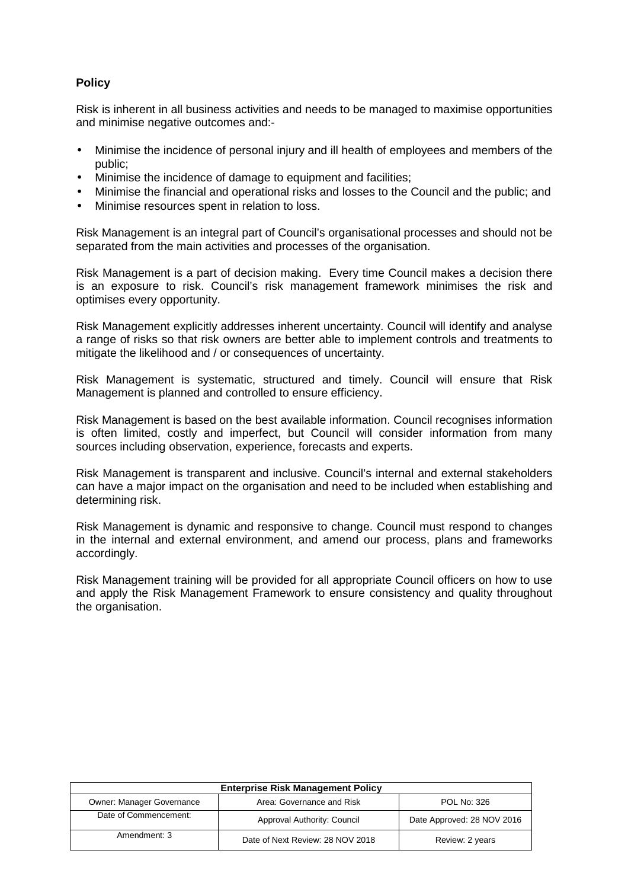**Policy**

Risk is inherent in all business activities and needs to be managed to maximise opportunities and minimise negative outcomes and:-

- Minimise the incidence of personal injury and ill health of employees and members of the public;
- Minimise the incidence of damage to equipment and facilities;
- Minimise the financial and operational risks and losses to the Council and the public; and
- Minimise resources spent in relation to loss.

Risk Management is an integral part of Council's organisational processes and should not be separated from the main activities and processes of the organisation.

Risk Management is a part of decision making. Every time Council makes a decision there is an exposure to risk. Council's risk management framework minimises the risk and optimises every opportunity.

Risk Management explicitly addresses inherent uncertainty. Council will identify and analyse a range of risks so that risk owners are better able to implement controls and treatments to mitigate the likelihood and / or consequences of uncertainty.

Risk Management is systematic, structured and timely. Council will ensure that Risk Management is planned and controlled to ensure efficiency.

Risk Management is based on the best available information. Council recognises information is often limited, costly and imperfect, but Council will consider information from many sources including observation, experience, forecasts and experts.

Risk Management is transparent and inclusive. Council's internal and external stakeholders can have a major impact on the organisation and need to be included when establishing and determining risk.

Risk Management is dynamic and responsive to change. Council must respond to changes in the internal and external environment, and amend our process, plans and frameworks accordingly.

Risk Management training will be provided for all appropriate Council officers on how to use and apply the Risk Management Framework to ensure consistency and quality throughout the organisation.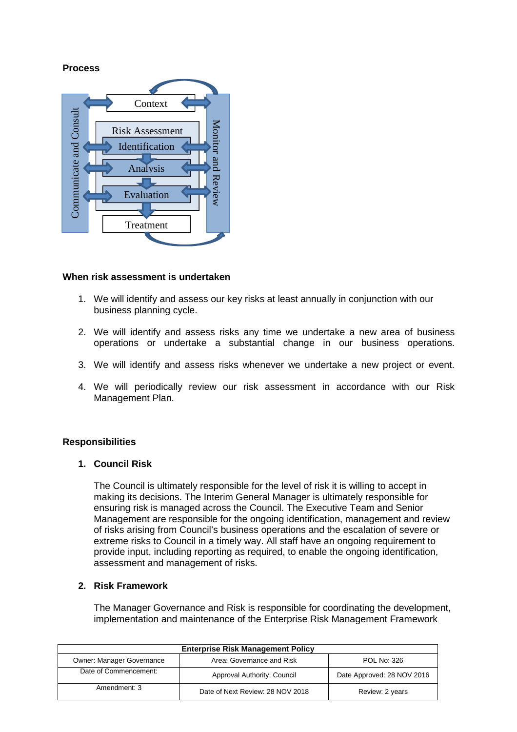**Process**

**When risk assessment is undertaken**

1. We will identify and assess our key risks at least annually in conjunction with our business planning cycle.

2. We will identify and assess risks any time we undertake a new area of business operations or undertake a substantial change in our business operations.

3. We will identify and assess risks whenever we undertake a new project or event.

4. We will periodically review our risk assessment in accordance with our Risk Management Plan.

**Responsibilities**

1. **Council Risk**

   The Council is ultimately responsible for the level of risk it is willing to accept in making its decisions. The Interim General Manager is ultimately responsible for ensuring risk is managed across the Council. The Executive Team and Senior Management are responsible for the ongoing identification, management and review of risks arising from Council's business operations and the escalation of severe or extreme risks to Council in a timely way. All staff have an ongoing requirement to provide input, including reporting as required, to enable the ongoing identification, assessment and management of risks.

2. **Risk Framework**

   The Manager Governance and Risk is responsible for coordinating the development, implementation and maintenance of the Enterprise Risk Management Framework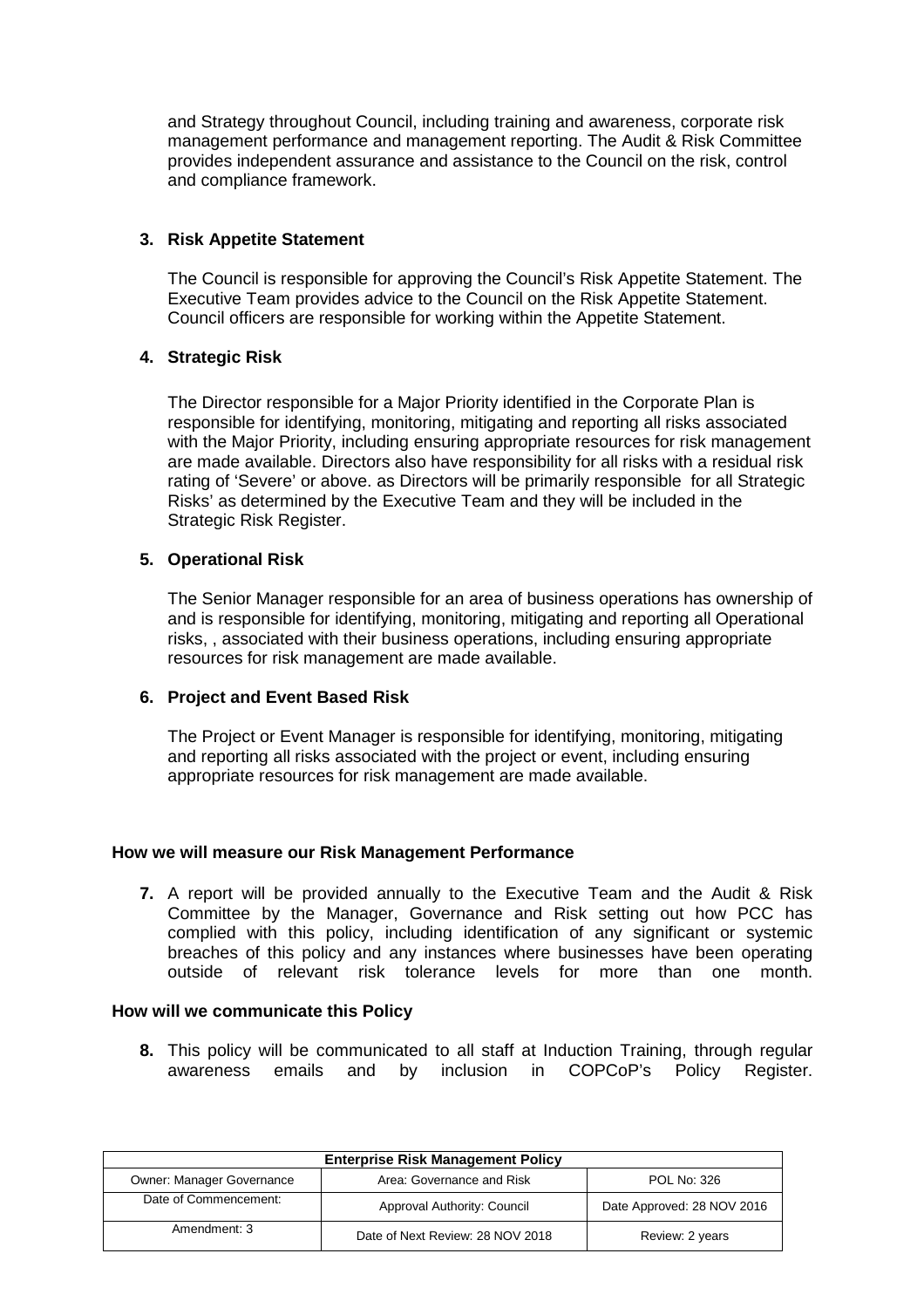and Strategy throughout Council, including training and awareness, corporate risk management performance and management reporting. The Audit & Risk Committee provides independent assurance and assistance to the Council on the risk, control and compliance framework.

**3. Risk Appetite Statement**

The Council is responsible for approving the Council's Risk Appetite Statement. The Executive Team provides advice to the Council on the Risk Appetite Statement. Council officers are responsible for working within the Appetite Statement.

**4. Strategic Risk**

The Director responsible for a Major Priority identified in the Corporate Plan is responsible for identifying, monitoring, mitigating and reporting all risks associated with the Major Priority, including ensuring appropriate resources for risk management are made available. Directors also have responsibility for all risks with a residual risk rating of 'Severe' or above. as Directors will be primarily responsible for all Strategic Risks' as determined by the Executive Team and they will be included in the Strategic Risk Register.

**5. Operational Risk**

The Senior Manager responsible for an area of business operations has ownership of and is responsible for identifying, monitoring, mitigating and reporting all Operational risks, , associated with their business operations, including ensuring appropriate resources for risk management are made available.

**6. Project and Event Based Risk**

The Project or Event Manager is responsible for identifying, monitoring, mitigating and reporting all risks associated with the project or event, including ensuring appropriate resources for risk management are made available.

## How we will measure our Risk Management Performance

**7.** A report will be provided annually to the Executive Team and the Audit & Risk Committee by the Manager, Governance and Risk setting out how PCC has complied with this policy, including identification of any significant or systemic breaches of this policy and any instances where businesses have been operating outside of relevant risk tolerance levels for more than one month.

## How will we communicate this Policy

**8.** This policy will be communicated to all staff at Induction Training, through regular awareness emails and by inclusion in COPCoP's Policy Register.

| Enterprise Risk Management Policy | | |
|---|---|---|
| Owner: Manager Governance | Area: Governance and Risk | POL No: 326 |
| Date of Commencement: | Approval Authority: Council | Date Approved: 28 NOV 2016 |
| Amendment: 3 | Date of Next Review: 28 NOV 2018 | Review: 2 years |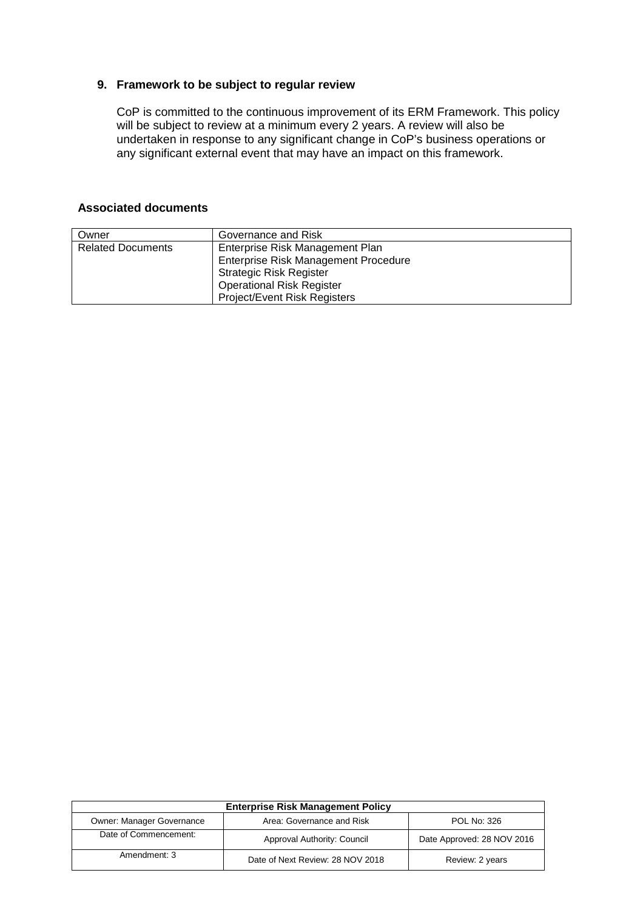## 9. Framework to be subject to regular review

CoP is committed to the continuous improvement of its ERM Framework. This policy will be subject to review at a minimum every 2 years. A review will also be undertaken in response to any significant change in CoP's business operations or any significant external event that may have an impact on this framework.

### Associated documents

| | |
|---|---|
| Owner | Governance and Risk |
| Related Documents | Enterprise Risk Management Plan<br>Enterprise Risk Management Procedure<br>Strategic Risk Register<br>Operational Risk Register<br>Project/Event Risk Registers |